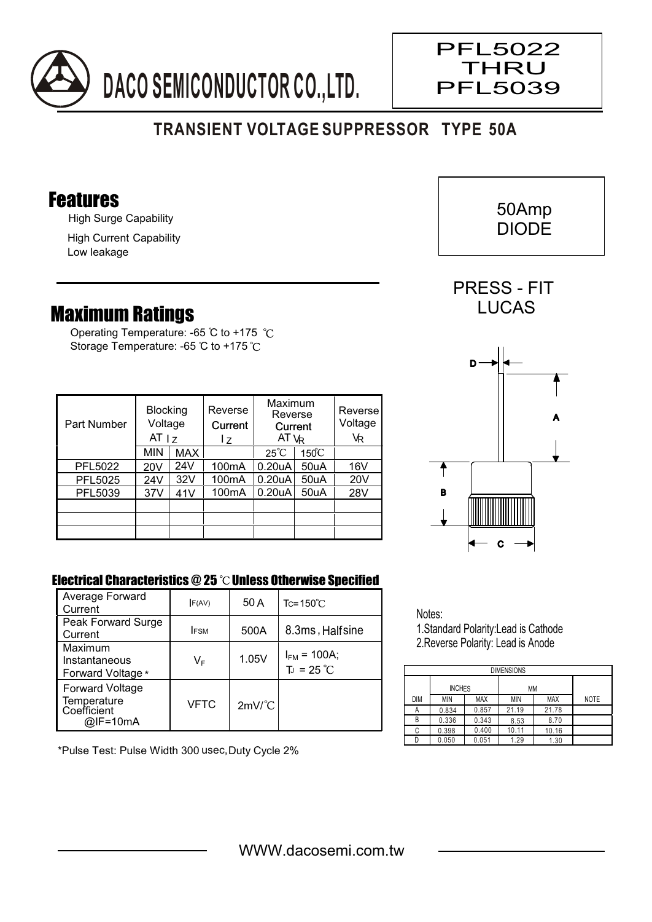# DACO SEMICONDUCTOR CO.,LTD.

**PFL5022 THRU PFL5039**

## TRANSIENT VOLTAGE SUPPRESSOR TYPE 50A

50Amp DIODE

PRESS - FIT LUCAS

## Features

- High Surge Capability
- High Current Capability
- Low leakage

## Maximum Ratings

Operating Temperature: -65 ℃ to +175 ℃
Storage Temperature: -65 ℃ to +175 ℃

| Part Number | Blocking Voltage AT $I_Z$ | | Reverse Current $I_Z$ | Maximum Reverse Current AT $V_R$ | | Reverse Voltage $V_R$ |
|---|---|---|---|---|---|---|
| | MIN | MAX | | 25℃ | 150℃ | |
| PFL5022 | 20V | 24V | 100mA | 0.20uA | 50uA | 16V |
| PFL5025 | 24V | 32V | 100mA | 0.20uA | 50uA | 20V |
| PFL5039 | 37V | 41V | 100mA | 0.20uA | 50uA | 28V |

### Electrical Characteristics @ 25 ℃ Unless Otherwise Specified

| | | | |
|---|---|---|---|
| Average Forward Current | $I_{F(AV)}$ | 50 A | $T_C$=150℃ |
| Peak Forward Surge Current | $I_{FSM}$ | 500A | 8.3ms , Halfsine |
| Maximum Instantaneous Forward Voltage * | $V_F$ | 1.05V | $I_{FM}$ = 100A; $T_J$ = 25 ℃ |
| Forward Voltage Temperature Coefficient @IF=10mA | VFTC | 2mV/℃ | |

*Pulse Test: Pulse Width 300 usec, Duty Cycle 2%

Notes:
1. Standard Polarity:Lead is Cathode
2. Reverse Polarity: Lead is Anode

| DIMENSIONS | | | | | |
|---|---|---|---|---|---|
| | INCHES | | MM | | |
| DIM | MIN | MAX | MIN | MAX | NOTE |
| A | 0.834 | 0.857 | 21.19 | 21.78 | |
| B | 0.336 | 0.343 | 8.53 | 8.70 | |
| C | 0.398 | 0.400 | 10.11 | 10.16 | |
| D | 0.050 | 0.051 | 1.29 | 1.30 | |

WWW.dacosemi.com.tw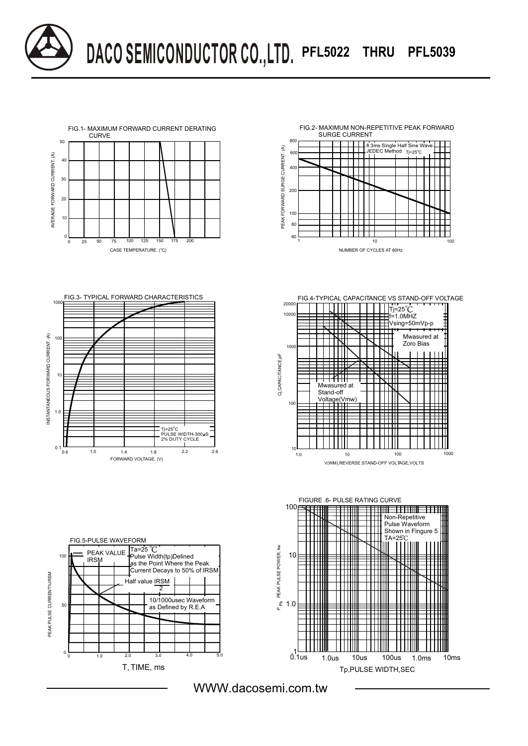# DACO SEMICONDUCTOR CO.,LTD. PFL5022 THRU PFL5039

FIG.1- MAXIMUM FORWARD CURRENT DERATING CURVE

AVERAGE FORWARD CURRENT. (A)

50
40
30
20
10
0

0 25 50 75 100 125 150 175 200

CASE TEMPERATURE. (°C)

FIG.2- MAXIMUM NON-REPETITIVE PEAK FORWARD SURGE CURRENT

8.3ms Single Half Sine Wave
JEDEC Method Tj=25°C

PEAK FORWARD SURGE CURRENT. (A)

800
600
400
200
100
80
60

1 10 100

NUMBER OF CYCLES AT 60Hz

FIG.3- TYPICAL FORWARD CHARACTERISTICS

INSTANTANEOUS FORWARD CURRENT. (A)

1000
100
10
1.0
0.1

0.6 1.0 1.4 1.8 2.2 2.6

FORWARD VOLTAGE. (V)

Tj=25°C
PULSE WIDTH-300μS
2% DUTY CYCLE

FIG.4-TYPICAL CAPACITANCE VS STAND-OFF VOLTAGE

Tj=25℃
f=1.0MHZ
Vsing=50mVp-p

Mwasured at
Zoro Bias

Mwasured at
Stand-off
Voltage(Vmw)

$C_j$ CAPACITANCE,pF

20000
10000
1000
100
10

1.0 10 100 1000

V(WM),REVERSE STAND-OFF VOLTAGE,VOLTS

FIG.5-PULSE WAVEFORM

PEAK VALUE
IRSM

Ta=25 ℃
Pulse Width(tp)Delined
as the Point Where the Peak
Current Decays to 50% of IRSM

Half value $\frac{IRSM}{2}$

10/1000usec Waveform
as Defined by R.E.A

PEAK PULSE CURRENT%IRSM

100
50
0

0 1.0 2.0 3.0 4.0 5.0

T, TIME, ms

FIGURE .6- PULSE RATING CURVE

Non-Repetitive
Pulse Waveform
Shown in Fingure 5
TA=25℃

$P_{Pk}$ PEAK PULSE POWER, kw

100
10
1.0
1

0.1us 1.0us 10us 100us 1.0ms 10ms

Tp,PULSE WIDTH,SEC

WWW.dacosemi.com.tw